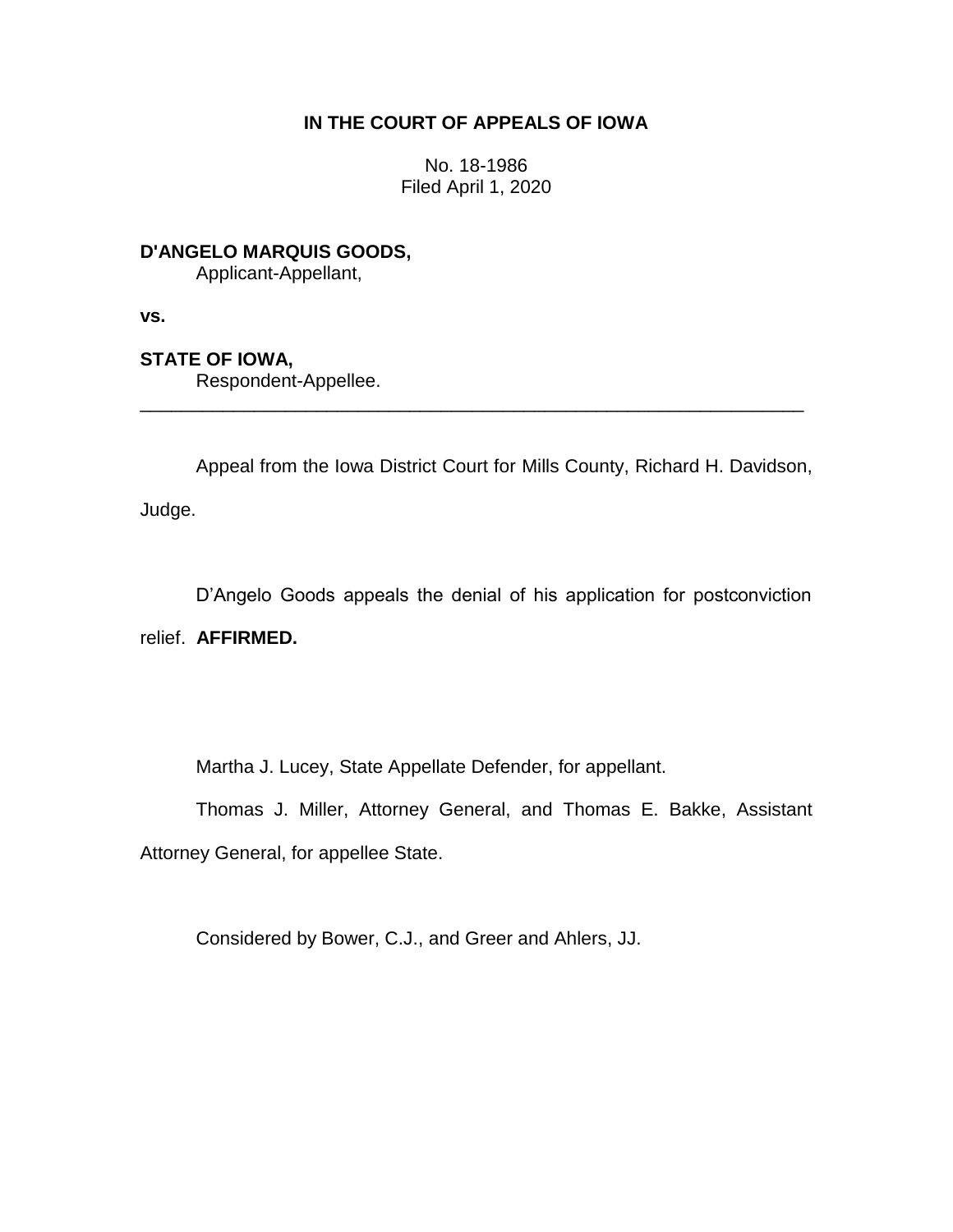# IN THE COURT OF APPEALS OF IOWA

No. 18-1986
Filed April 1, 2020

**D'ANGELO MARQUIS GOODS,**
Applicant-Appellant,

**vs.**

**STATE OF IOWA,**
Respondent-Appellee.

---

Appeal from the Iowa District Court for Mills County, Richard H. Davidson, Judge.

D'Angelo Goods appeals the denial of his application for postconviction relief. **AFFIRMED.**

Martha J. Lucey, State Appellate Defender, for appellant.

Thomas J. Miller, Attorney General, and Thomas E. Bakke, Assistant Attorney General, for appellee State.

Considered by Bower, C.J., and Greer and Ahlers, JJ.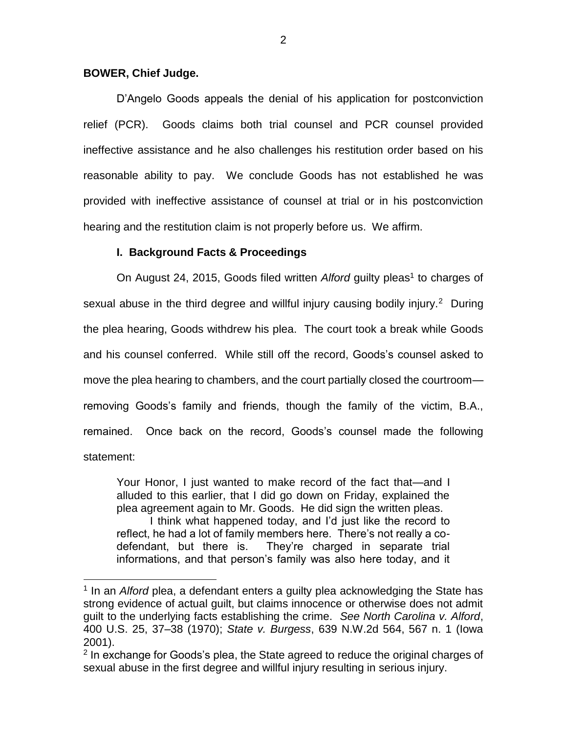**BOWER, Chief Judge.**

D'Angelo Goods appeals the denial of his application for postconviction relief (PCR). Goods claims both trial counsel and PCR counsel provided ineffective assistance and he also challenges his restitution order based on his reasonable ability to pay. We conclude Goods has not established he was provided with ineffective assistance of counsel at trial or in his postconviction hearing and the restitution claim is not properly before us. We affirm.

## I. Background Facts & Proceedings

On August 24, 2015, Goods filed written *Alford* guilty pleas[1] to charges of sexual abuse in the third degree and willful injury causing bodily injury.[2] During the plea hearing, Goods withdrew his plea. The court took a break while Goods and his counsel conferred. While still off the record, Goods's counsel asked to move the plea hearing to chambers, and the court partially closed the courtroom—removing Goods's family and friends, though the family of the victim, B.A., remained. Once back on the record, Goods's counsel made the following statement:

> Your Honor, I just wanted to make record of the fact that—and I alluded to this earlier, that I did go down on Friday, explained the plea agreement again to Mr. Goods. He did sign the written pleas.
>
> I think what happened today, and I'd just like the record to reflect, he had a lot of family members here. There's not really a co-defendant, but there is. They're charged in separate trial informations, and that person's family was also here today, and it

---

[1] In an *Alford* plea, a defendant enters a guilty plea acknowledging the State has strong evidence of actual guilt, but claims innocence or otherwise does not admit guilt to the underlying facts establishing the crime. *See North Carolina v. Alford*, 400 U.S. 25, 37–38 (1970); *State v. Burgess*, 639 N.W.2d 564, 567 n. 1 (Iowa 2001).

[2] In exchange for Goods's plea, the State agreed to reduce the original charges of sexual abuse in the first degree and willful injury resulting in serious injury.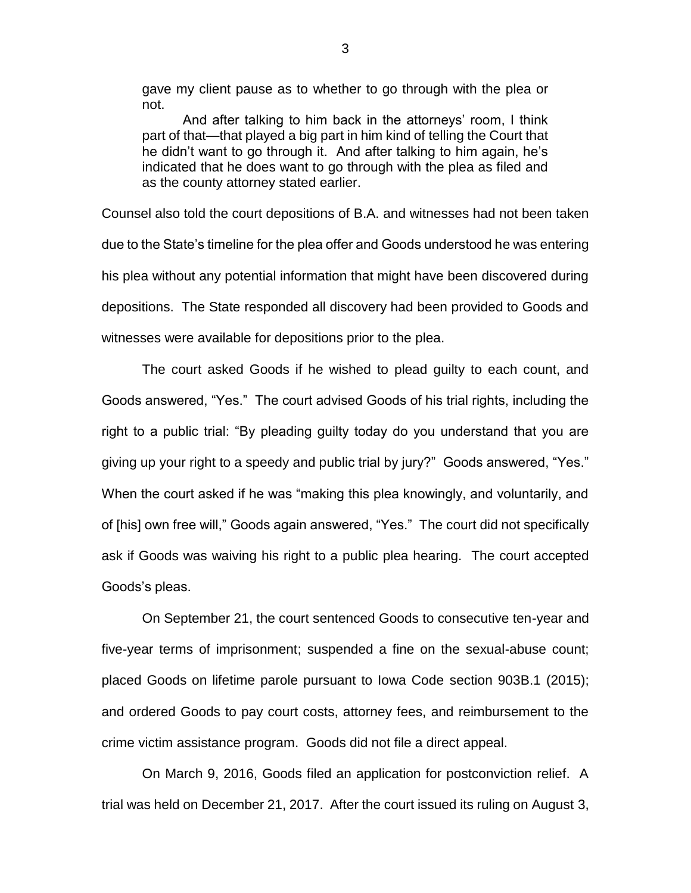> gave my client pause as to whether to go through with the plea or not.
>
> And after talking to him back in the attorneys' room, I think part of that—that played a big part in him kind of telling the Court that he didn't want to go through it. And after talking to him again, he's indicated that he does want to go through with the plea as filed and as the county attorney stated earlier.

Counsel also told the court depositions of B.A. and witnesses had not been taken due to the State's timeline for the plea offer and Goods understood he was entering his plea without any potential information that might have been discovered during depositions. The State responded all discovery had been provided to Goods and witnesses were available for depositions prior to the plea.

The court asked Goods if he wished to plead guilty to each count, and Goods answered, "Yes." The court advised Goods of his trial rights, including the right to a public trial: "By pleading guilty today do you understand that you are giving up your right to a speedy and public trial by jury?" Goods answered, "Yes." When the court asked if he was "making this plea knowingly, and voluntarily, and of [his] own free will," Goods again answered, "Yes." The court did not specifically ask if Goods was waiving his right to a public plea hearing. The court accepted Goods's pleas.

On September 21, the court sentenced Goods to consecutive ten-year and five-year terms of imprisonment; suspended a fine on the sexual-abuse count; placed Goods on lifetime parole pursuant to Iowa Code section 903B.1 (2015); and ordered Goods to pay court costs, attorney fees, and reimbursement to the crime victim assistance program. Goods did not file a direct appeal.

On March 9, 2016, Goods filed an application for postconviction relief. A trial was held on December 21, 2017. After the court issued its ruling on August 3,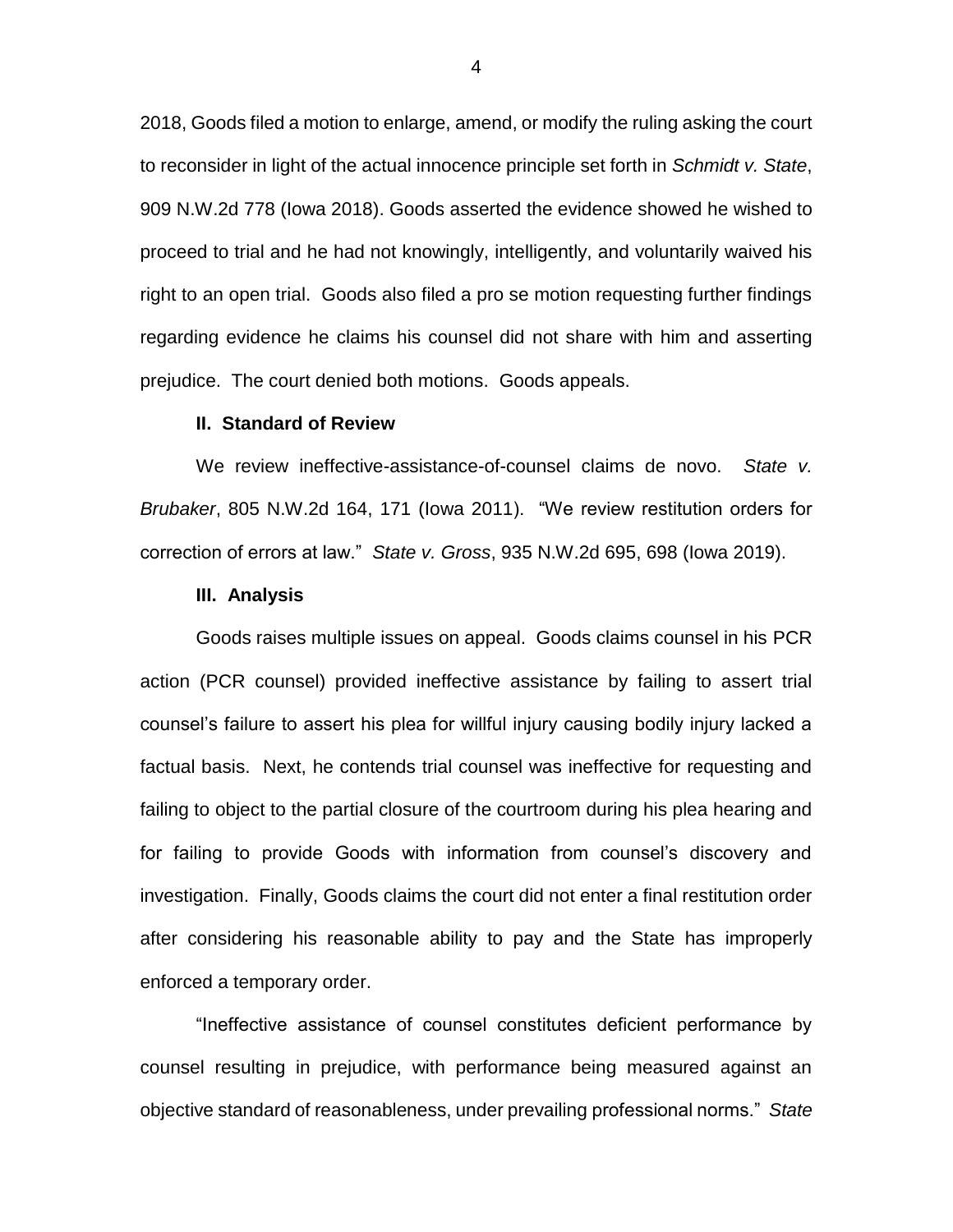2018, Goods filed a motion to enlarge, amend, or modify the ruling asking the court to reconsider in light of the actual innocence principle set forth in *Schmidt v. State*, 909 N.W.2d 778 (Iowa 2018). Goods asserted the evidence showed he wished to proceed to trial and he had not knowingly, intelligently, and voluntarily waived his right to an open trial. Goods also filed a pro se motion requesting further findings regarding evidence he claims his counsel did not share with him and asserting prejudice. The court denied both motions. Goods appeals.

**II. Standard of Review**

We review ineffective-assistance-of-counsel claims de novo. *State v. Brubaker*, 805 N.W.2d 164, 171 (Iowa 2011). "We review restitution orders for correction of errors at law." *State v. Gross*, 935 N.W.2d 695, 698 (Iowa 2019).

**III. Analysis**

Goods raises multiple issues on appeal. Goods claims counsel in his PCR action (PCR counsel) provided ineffective assistance by failing to assert trial counsel's failure to assert his plea for willful injury causing bodily injury lacked a factual basis. Next, he contends trial counsel was ineffective for requesting and failing to object to the partial closure of the courtroom during his plea hearing and for failing to provide Goods with information from counsel's discovery and investigation. Finally, Goods claims the court did not enter a final restitution order after considering his reasonable ability to pay and the State has improperly enforced a temporary order.

"Ineffective assistance of counsel constitutes deficient performance by counsel resulting in prejudice, with performance being measured against an objective standard of reasonableness, under prevailing professional norms." *State*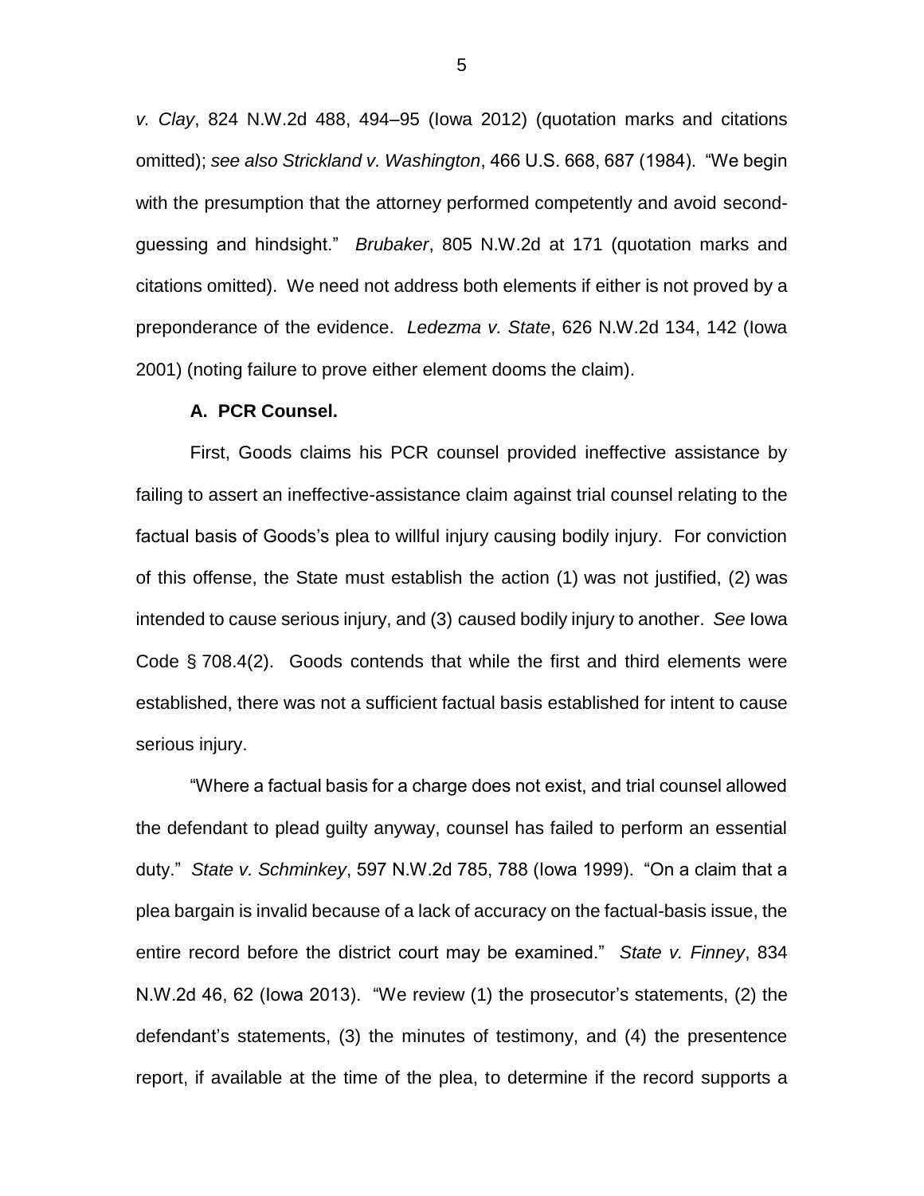*v. Clay*, 824 N.W.2d 488, 494–95 (Iowa 2012) (quotation marks and citations omitted); *see also Strickland v. Washington*, 466 U.S. 668, 687 (1984). "We begin with the presumption that the attorney performed competently and avoid second-guessing and hindsight." *Brubaker*, 805 N.W.2d at 171 (quotation marks and citations omitted). We need not address both elements if either is not proved by a preponderance of the evidence. *Ledezma v. State*, 626 N.W.2d 134, 142 (Iowa 2001) (noting failure to prove either element dooms the claim).

**A. PCR Counsel.**

First, Goods claims his PCR counsel provided ineffective assistance by failing to assert an ineffective-assistance claim against trial counsel relating to the factual basis of Goods's plea to willful injury causing bodily injury. For conviction of this offense, the State must establish the action (1) was not justified, (2) was intended to cause serious injury, and (3) caused bodily injury to another. *See* Iowa Code § 708.4(2). Goods contends that while the first and third elements were established, there was not a sufficient factual basis established for intent to cause serious injury.

"Where a factual basis for a charge does not exist, and trial counsel allowed the defendant to plead guilty anyway, counsel has failed to perform an essential duty." *State v. Schminkey*, 597 N.W.2d 785, 788 (Iowa 1999). "On a claim that a plea bargain is invalid because of a lack of accuracy on the factual-basis issue, the entire record before the district court may be examined." *State v. Finney*, 834 N.W.2d 46, 62 (Iowa 2013). "We review (1) the prosecutor's statements, (2) the defendant's statements, (3) the minutes of testimony, and (4) the presentence report, if available at the time of the plea, to determine if the record supports a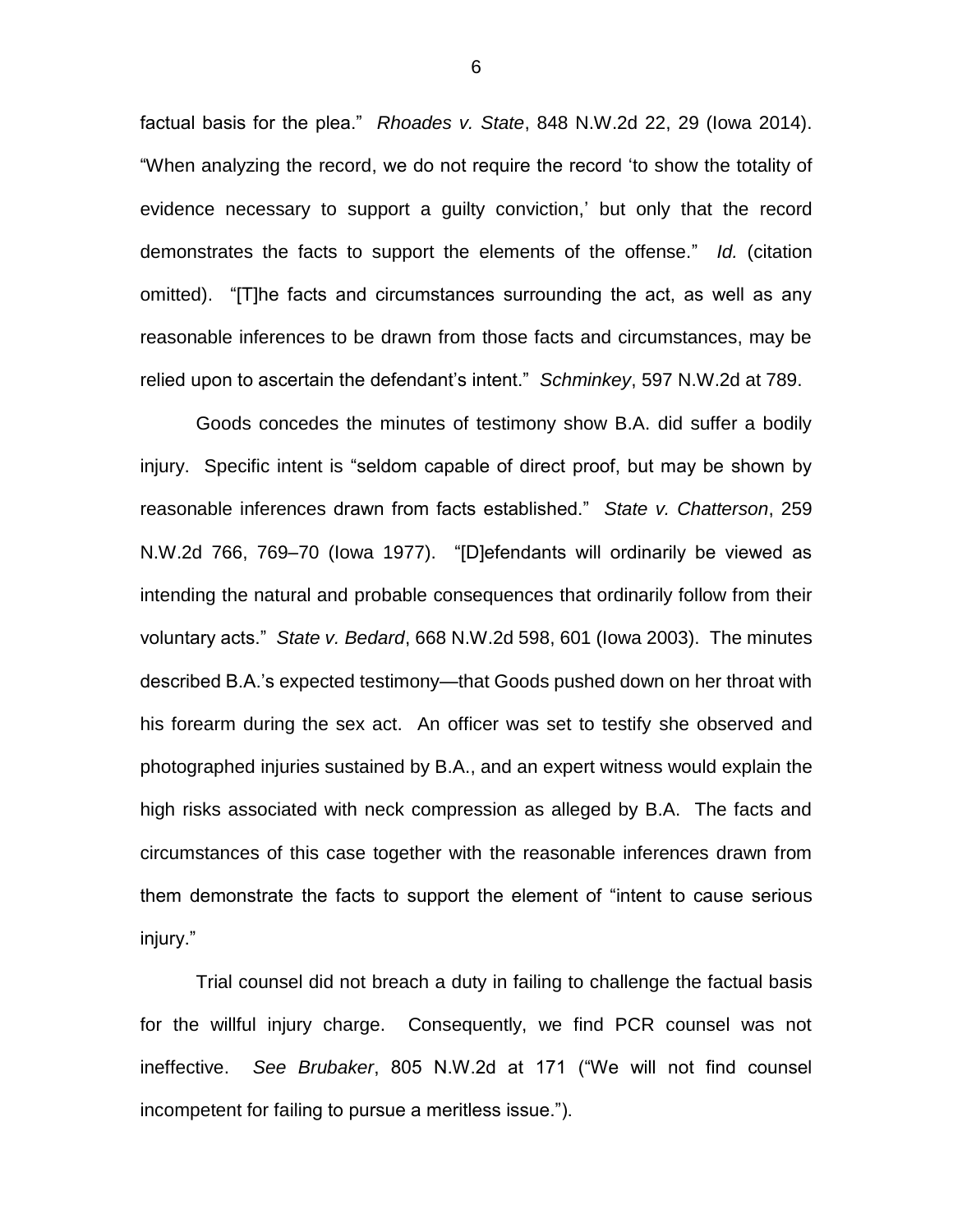factual basis for the plea." *Rhoades v. State*, 848 N.W.2d 22, 29 (Iowa 2014). "When analyzing the record, we do not require the record 'to show the totality of evidence necessary to support a guilty conviction,' but only that the record demonstrates the facts to support the elements of the offense." *Id.* (citation omitted). "[T]he facts and circumstances surrounding the act, as well as any reasonable inferences to be drawn from those facts and circumstances, may be relied upon to ascertain the defendant's intent." *Schminkey*, 597 N.W.2d at 789.

Goods concedes the minutes of testimony show B.A. did suffer a bodily injury. Specific intent is "seldom capable of direct proof, but may be shown by reasonable inferences drawn from facts established." *State v. Chatterson*, 259 N.W.2d 766, 769–70 (Iowa 1977). "[D]efendants will ordinarily be viewed as intending the natural and probable consequences that ordinarily follow from their voluntary acts." *State v. Bedard*, 668 N.W.2d 598, 601 (Iowa 2003). The minutes described B.A.'s expected testimony—that Goods pushed down on her throat with his forearm during the sex act. An officer was set to testify she observed and photographed injuries sustained by B.A., and an expert witness would explain the high risks associated with neck compression as alleged by B.A. The facts and circumstances of this case together with the reasonable inferences drawn from them demonstrate the facts to support the element of "intent to cause serious injury."

Trial counsel did not breach a duty in failing to challenge the factual basis for the willful injury charge. Consequently, we find PCR counsel was not ineffective. *See Brubaker*, 805 N.W.2d at 171 ("We will not find counsel incompetent for failing to pursue a meritless issue.").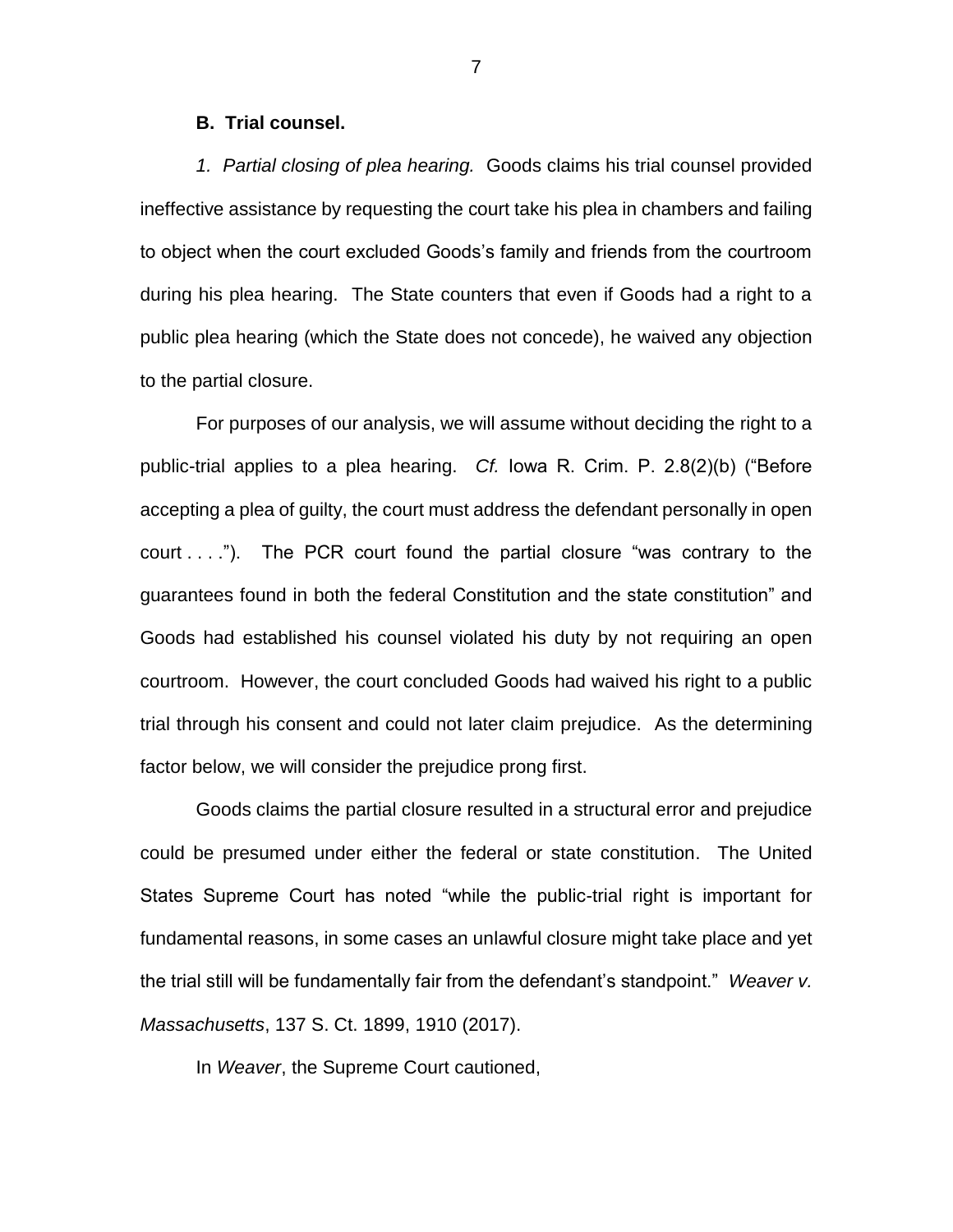**B. Trial counsel.**

*1. Partial closing of plea hearing.* Goods claims his trial counsel provided ineffective assistance by requesting the court take his plea in chambers and failing to object when the court excluded Goods's family and friends from the courtroom during his plea hearing. The State counters that even if Goods had a right to a public plea hearing (which the State does not concede), he waived any objection to the partial closure.

For purposes of our analysis, we will assume without deciding the right to a public-trial applies to a plea hearing. *Cf.* Iowa R. Crim. P. 2.8(2)(b) ("Before accepting a plea of guilty, the court must address the defendant personally in open court . . . ."). The PCR court found the partial closure "was contrary to the guarantees found in both the federal Constitution and the state constitution" and Goods had established his counsel violated his duty by not requiring an open courtroom. However, the court concluded Goods had waived his right to a public trial through his consent and could not later claim prejudice. As the determining factor below, we will consider the prejudice prong first.

Goods claims the partial closure resulted in a structural error and prejudice could be presumed under either the federal or state constitution. The United States Supreme Court has noted "while the public-trial right is important for fundamental reasons, in some cases an unlawful closure might take place and yet the trial still will be fundamentally fair from the defendant's standpoint." *Weaver v. Massachusetts*, 137 S. Ct. 1899, 1910 (2017).

In *Weaver*, the Supreme Court cautioned,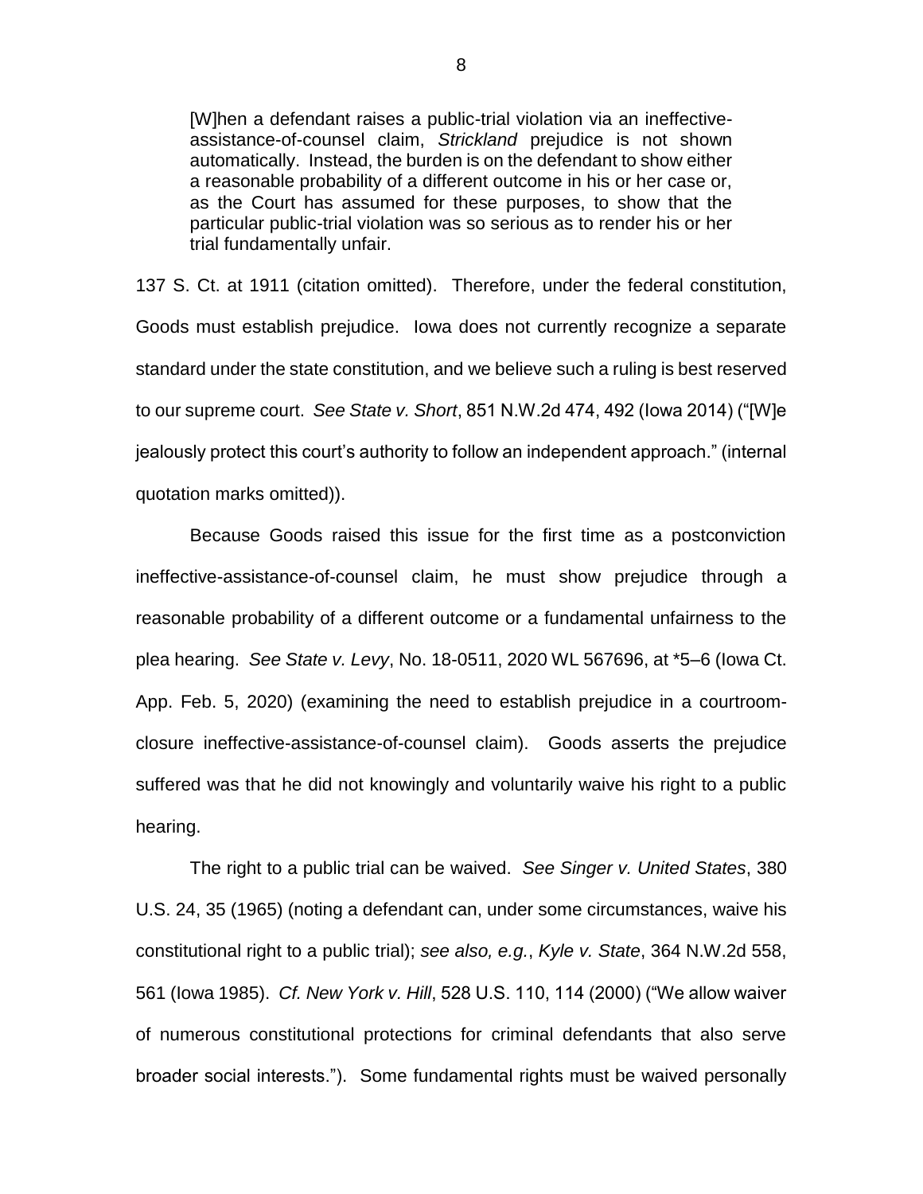> [W]hen a defendant raises a public-trial violation via an ineffective-assistance-of-counsel claim, *Strickland* prejudice is not shown automatically. Instead, the burden is on the defendant to show either a reasonable probability of a different outcome in his or her case or, as the Court has assumed for these purposes, to show that the particular public-trial violation was so serious as to render his or her trial fundamentally unfair.

137 S. Ct. at 1911 (citation omitted). Therefore, under the federal constitution, Goods must establish prejudice. Iowa does not currently recognize a separate standard under the state constitution, and we believe such a ruling is best reserved to our supreme court. *See State v. Short*, 851 N.W.2d 474, 492 (Iowa 2014) ("[W]e jealously protect this court's authority to follow an independent approach." (internal quotation marks omitted)).

Because Goods raised this issue for the first time as a postconviction ineffective-assistance-of-counsel claim, he must show prejudice through a reasonable probability of a different outcome or a fundamental unfairness to the plea hearing. *See State v. Levy*, No. 18-0511, 2020 WL 567696, at *5–6 (Iowa Ct. App. Feb. 5, 2020) (examining the need to establish prejudice in a courtroom-closure ineffective-assistance-of-counsel claim). Goods asserts the prejudice suffered was that he did not knowingly and voluntarily waive his right to a public hearing.

The right to a public trial can be waived. *See Singer v. United States*, 380 U.S. 24, 35 (1965) (noting a defendant can, under some circumstances, waive his constitutional right to a public trial); *see also, e.g.*, *Kyle v. State*, 364 N.W.2d 558, 561 (Iowa 1985). *Cf. New York v. Hill*, 528 U.S. 110, 114 (2000) ("We allow waiver of numerous constitutional protections for criminal defendants that also serve broader social interests."). Some fundamental rights must be waived personally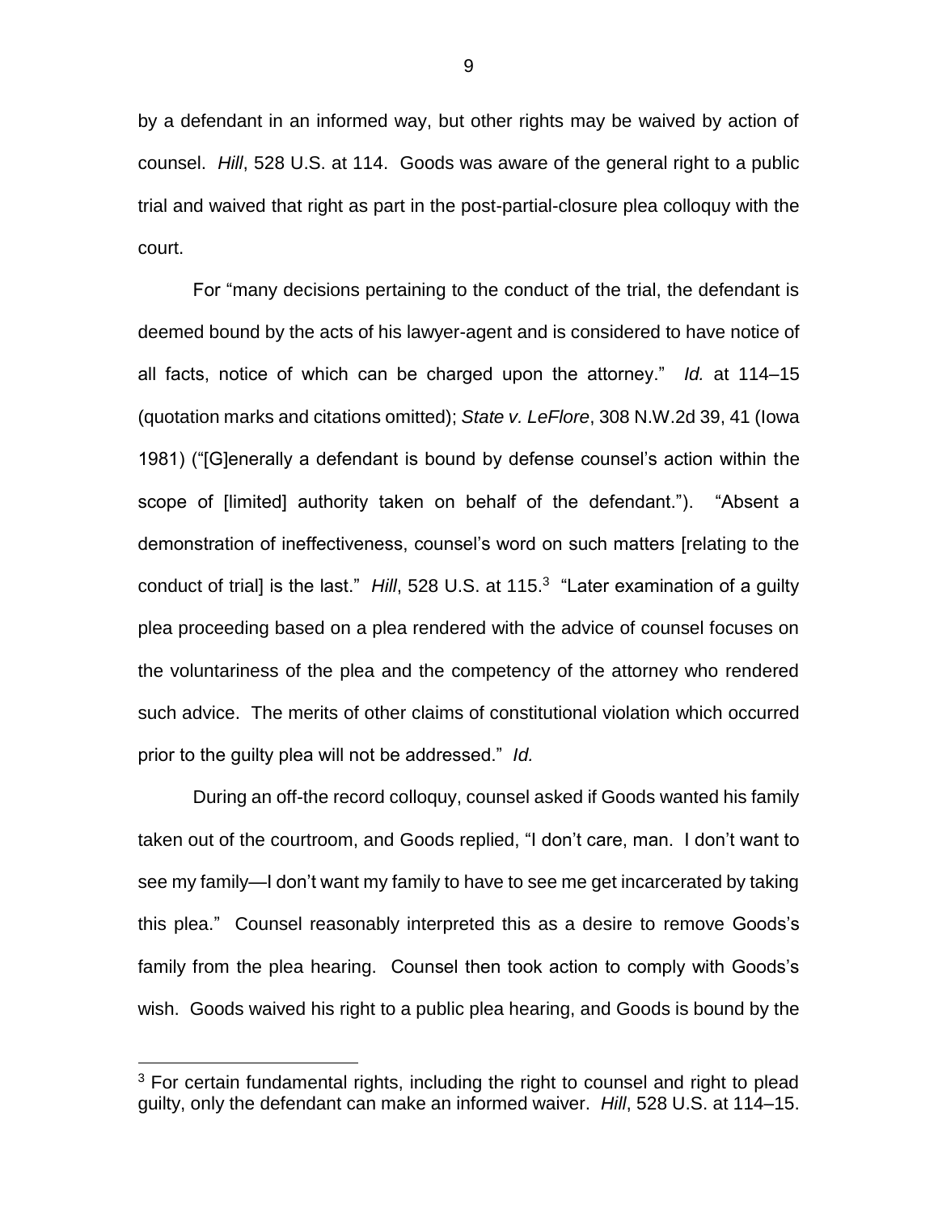by a defendant in an informed way, but other rights may be waived by action of counsel. *Hill*, 528 U.S. at 114. Goods was aware of the general right to a public trial and waived that right as part in the post-partial-closure plea colloquy with the court.

For "many decisions pertaining to the conduct of the trial, the defendant is deemed bound by the acts of his lawyer-agent and is considered to have notice of all facts, notice of which can be charged upon the attorney." *Id.* at 114–15 (quotation marks and citations omitted); *State v. LeFlore*, 308 N.W.2d 39, 41 (Iowa 1981) ("[G]enerally a defendant is bound by defense counsel's action within the scope of [limited] authority taken on behalf of the defendant."). "Absent a demonstration of ineffectiveness, counsel's word on such matters [relating to the conduct of trial] is the last." *Hill*, 528 U.S. at 115.[3] "Later examination of a guilty plea proceeding based on a plea rendered with the advice of counsel focuses on the voluntariness of the plea and the competency of the attorney who rendered such advice. The merits of other claims of constitutional violation which occurred prior to the guilty plea will not be addressed." *Id.*

During an off-the record colloquy, counsel asked if Goods wanted his family taken out of the courtroom, and Goods replied, "I don't care, man. I don't want to see my family—I don't want my family to have to see me get incarcerated by taking this plea." Counsel reasonably interpreted this as a desire to remove Goods's family from the plea hearing. Counsel then took action to comply with Goods's wish. Goods waived his right to a public plea hearing, and Goods is bound by the

[3] For certain fundamental rights, including the right to counsel and right to plead guilty, only the defendant can make an informed waiver. *Hill*, 528 U.S. at 114–15.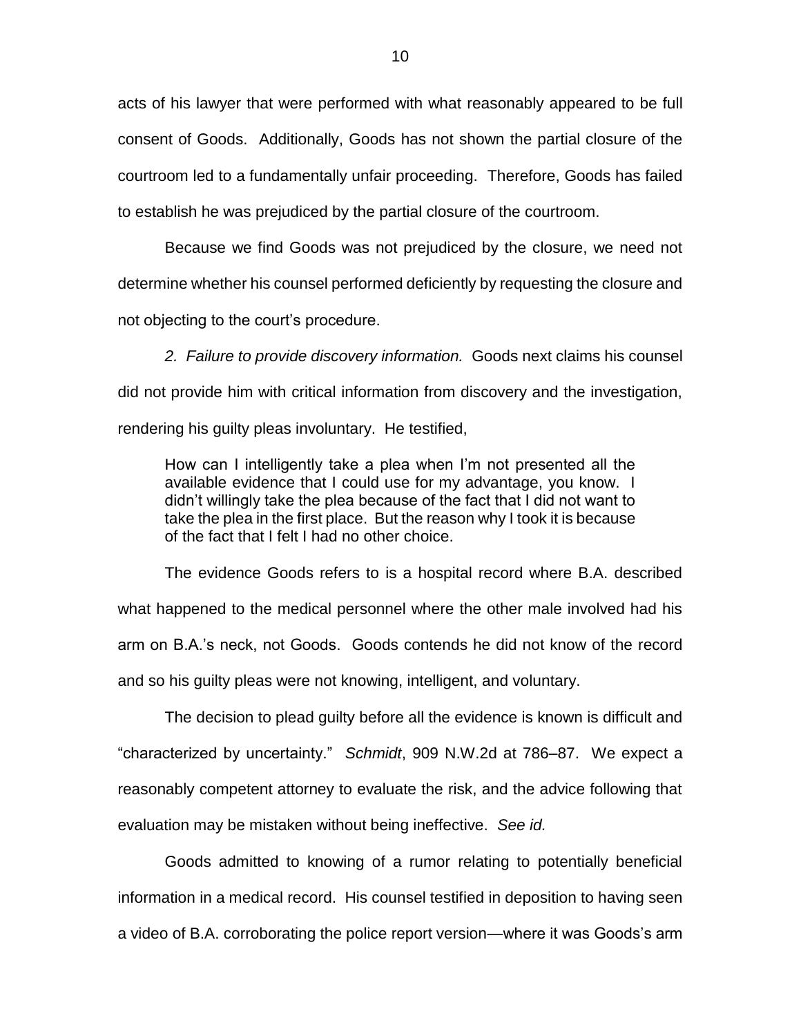acts of his lawyer that were performed with what reasonably appeared to be full consent of Goods. Additionally, Goods has not shown the partial closure of the courtroom led to a fundamentally unfair proceeding. Therefore, Goods has failed to establish he was prejudiced by the partial closure of the courtroom.

Because we find Goods was not prejudiced by the closure, we need not determine whether his counsel performed deficiently by requesting the closure and not objecting to the court's procedure.

*2. Failure to provide discovery information.* Goods next claims his counsel did not provide him with critical information from discovery and the investigation, rendering his guilty pleas involuntary. He testified,

> How can I intelligently take a plea when I'm not presented all the available evidence that I could use for my advantage, you know. I didn't willingly take the plea because of the fact that I did not want to take the plea in the first place. But the reason why I took it is because of the fact that I felt I had no other choice.

The evidence Goods refers to is a hospital record where B.A. described what happened to the medical personnel where the other male involved had his arm on B.A.'s neck, not Goods. Goods contends he did not know of the record and so his guilty pleas were not knowing, intelligent, and voluntary.

The decision to plead guilty before all the evidence is known is difficult and "characterized by uncertainty." *Schmidt*, 909 N.W.2d at 786–87. We expect a reasonably competent attorney to evaluate the risk, and the advice following that evaluation may be mistaken without being ineffective. *See id.*

Goods admitted to knowing of a rumor relating to potentially beneficial information in a medical record. His counsel testified in deposition to having seen a video of B.A. corroborating the police report version—where it was Goods's arm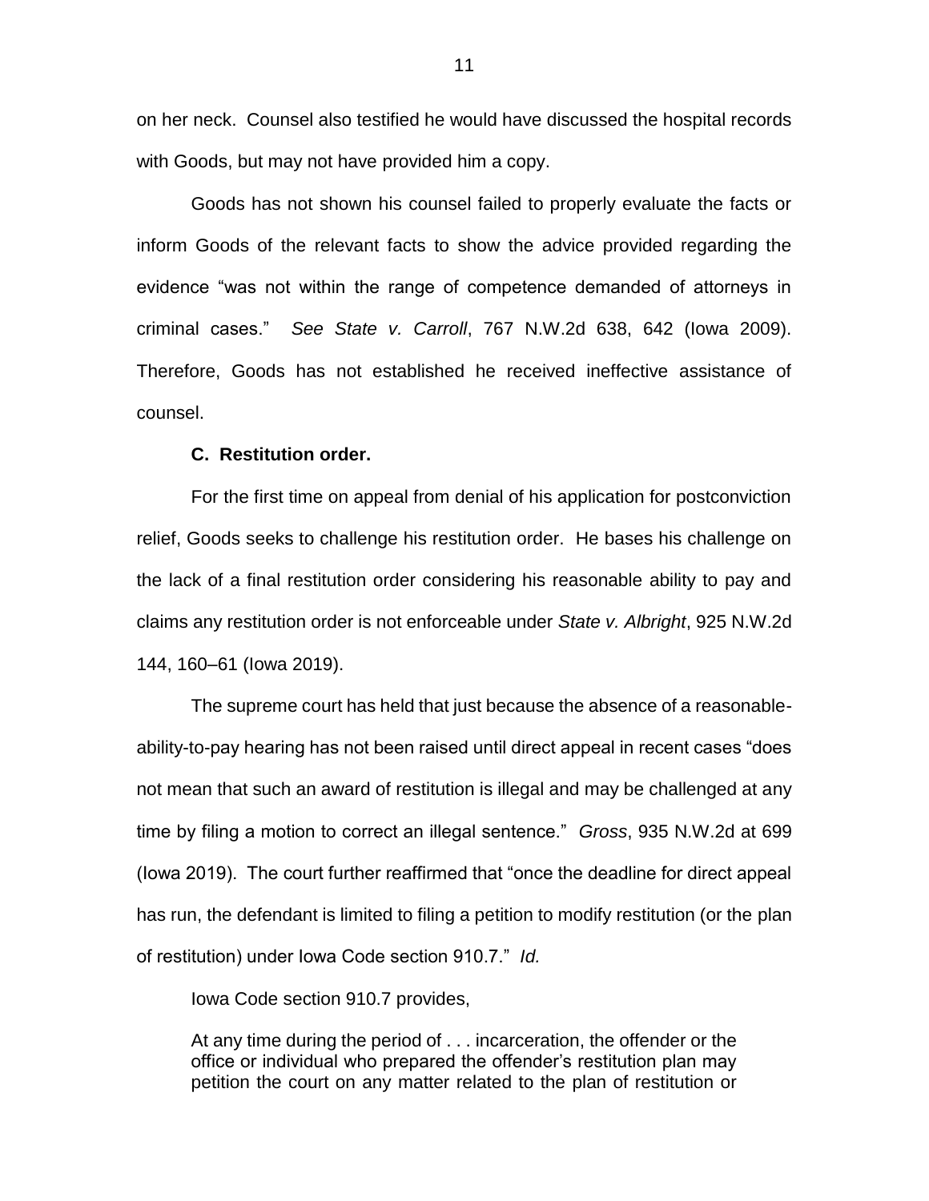on her neck. Counsel also testified he would have discussed the hospital records with Goods, but may not have provided him a copy.

Goods has not shown his counsel failed to properly evaluate the facts or inform Goods of the relevant facts to show the advice provided regarding the evidence "was not within the range of competence demanded of attorneys in criminal cases." *See State v. Carroll*, 767 N.W.2d 638, 642 (Iowa 2009). Therefore, Goods has not established he received ineffective assistance of counsel.

### C. Restitution order.

For the first time on appeal from denial of his application for postconviction relief, Goods seeks to challenge his restitution order. He bases his challenge on the lack of a final restitution order considering his reasonable ability to pay and claims any restitution order is not enforceable under *State v. Albright*, 925 N.W.2d 144, 160–61 (Iowa 2019).

The supreme court has held that just because the absence of a reasonable-ability-to-pay hearing has not been raised until direct appeal in recent cases "does not mean that such an award of restitution is illegal and may be challenged at any time by filing a motion to correct an illegal sentence." *Gross*, 935 N.W.2d at 699 (Iowa 2019). The court further reaffirmed that "once the deadline for direct appeal has run, the defendant is limited to filing a petition to modify restitution (or the plan of restitution) under Iowa Code section 910.7." *Id.*

Iowa Code section 910.7 provides,

> At any time during the period of . . . incarceration, the offender or the office or individual who prepared the offender's restitution plan may petition the court on any matter related to the plan of restitution or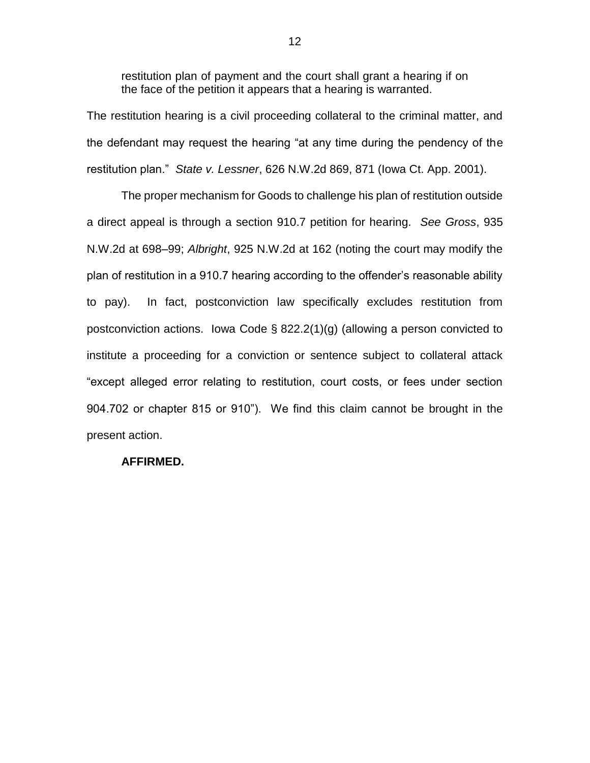> restitution plan of payment and the court shall grant a hearing if on the face of the petition it appears that a hearing is warranted.

The restitution hearing is a civil proceeding collateral to the criminal matter, and the defendant may request the hearing "at any time during the pendency of the restitution plan." *State v. Lessner*, 626 N.W.2d 869, 871 (Iowa Ct. App. 2001).

The proper mechanism for Goods to challenge his plan of restitution outside a direct appeal is through a section 910.7 petition for hearing. *See Gross*, 935 N.W.2d at 698–99; *Albright*, 925 N.W.2d at 162 (noting the court may modify the plan of restitution in a 910.7 hearing according to the offender's reasonable ability to pay). In fact, postconviction law specifically excludes restitution from postconviction actions. Iowa Code § 822.2(1)(g) (allowing a person convicted to institute a proceeding for a conviction or sentence subject to collateral attack "except alleged error relating to restitution, court costs, or fees under section 904.702 or chapter 815 or 910"). We find this claim cannot be brought in the present action.

**AFFIRMED.**